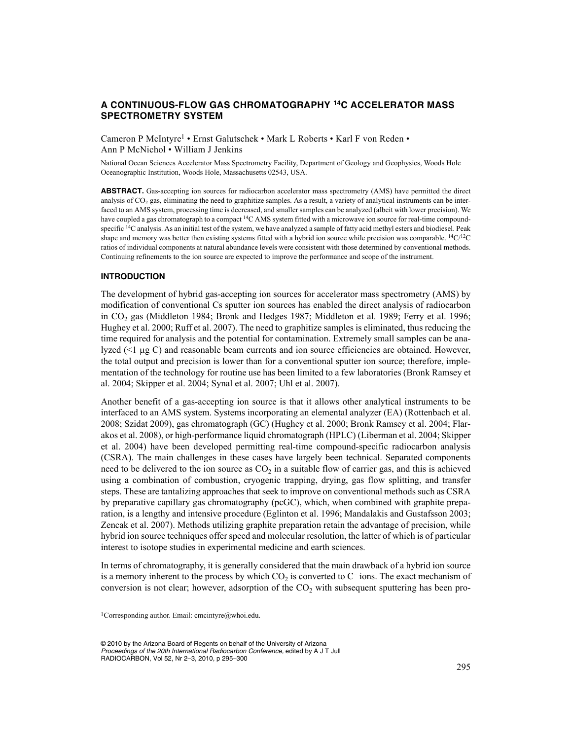# A CONTINUOUS-FLOW GAS CHROMATOGRAPHY $^{14}C$ ACCELERATOR MASS SPECTROMETRY SYSTEM

Cameron P McIntyre[1] • Ernst Galutschek • Mark L Roberts • Karl F von Reden • Ann P McNichol • William J Jenkins

National Ocean Sciences Accelerator Mass Spectrometry Facility, Department of Geology and Geophysics, Woods Hole Oceanographic Institution, Woods Hole, Massachusetts 02543, USA.

**ABSTRACT.** Gas-accepting ion sources for radiocarbon accelerator mass spectrometry (AMS) have permitted the direct analysis of $CO_2$ gas, eliminating the need to graphitize samples. As a result, a variety of analytical instruments can be interfaced to an AMS system, processing time is decreased, and smaller samples can be analyzed (albeit with lower precision). We have coupled a gas chromatograph to a compact $^{14}C$ AMS system fitted with a microwave ion source for real-time compound-specific $^{14}C$ analysis. As an initial test of the system, we have analyzed a sample of fatty acid methyl esters and biodiesel. Peak shape and memory was better then existing systems fitted with a hybrid ion source while precision was comparable. $^{14}C/^{12}C$ ratios of individual components at natural abundance levels were consistent with those determined by conventional methods. Continuing refinements to the ion source are expected to improve the performance and scope of the instrument.

## INTRODUCTION

The development of hybrid gas-accepting ion sources for accelerator mass spectrometry (AMS) by modification of conventional Cs sputter ion sources has enabled the direct analysis of radiocarbon in $CO_2$ gas (Middleton 1984; Bronk and Hedges 1987; Middleton et al. 1989; Ferry et al. 1996; Hughey et al. 2000; Ruff et al. 2007). The need to graphitize samples is eliminated, thus reducing the time required for analysis and the potential for contamination. Extremely small samples can be analyzed (<1 μg C) and reasonable beam currents and ion source efficiencies are obtained. However, the total output and precision is lower than for a conventional sputter ion source; therefore, implementation of the technology for routine use has been limited to a few laboratories (Bronk Ramsey et al. 2004; Skipper et al. 2004; Synal et al. 2007; Uhl et al. 2007).

Another benefit of a gas-accepting ion source is that it allows other analytical instruments to be interfaced to an AMS system. Systems incorporating an elemental analyzer (EA) (Rottenbach et al. 2008; Szidat 2009), gas chromatograph (GC) (Hughey et al. 2000; Bronk Ramsey et al. 2004; Flarakos et al. 2008), or high-performance liquid chromatograph (HPLC) (Liberman et al. 2004; Skipper et al. 2004) have been developed permitting real-time compound-specific radiocarbon analysis (CSRA). The main challenges in these cases have largely been technical. Separated components need to be delivered to the ion source as $CO_2$ in a suitable flow of carrier gas, and this is achieved using a combination of combustion, cryogenic trapping, drying, gas flow splitting, and transfer steps. These are tantalizing approaches that seek to improve on conventional methods such as CSRA by preparative capillary gas chromatography (pcGC), which, when combined with graphite preparation, is a lengthy and intensive procedure (Eglinton et al. 1996; Mandalakis and Gustafsson 2003; Zencak et al. 2007). Methods utilizing graphite preparation retain the advantage of precision, while hybrid ion source techniques offer speed and molecular resolution, the latter of which is of particular interest to isotope studies in experimental medicine and earth sciences.

In terms of chromatography, it is generally considered that the main drawback of a hybrid ion source is a memory inherent to the process by which $CO_2$ is converted to $C^-$ ions. The exact mechanism of conversion is not clear; however, adsorption of the $CO_2$ with subsequent sputtering has been pro-

[1]Corresponding author. Email: cmcintyre@whoi.edu.

© 2010 by the Arizona Board of Regents on behalf of the University of Arizona
*Proceedings of the 20th International Radiocarbon Conference,* edited by A J T Jull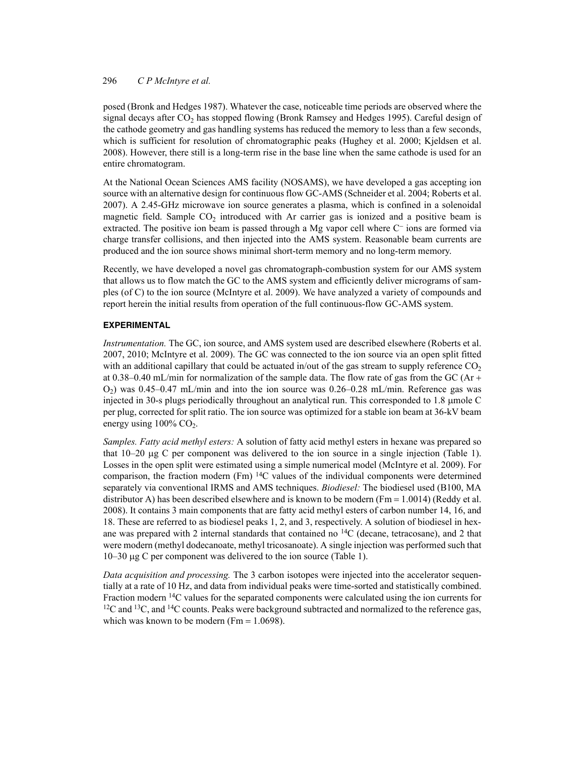posed (Bronk and Hedges 1987). Whatever the case, noticeable time periods are observed where the signal decays after $CO_2$ has stopped flowing (Bronk Ramsey and Hedges 1995). Careful design of the cathode geometry and gas handling systems has reduced the memory to less than a few seconds, which is sufficient for resolution of chromatographic peaks (Hughey et al. 2000; Kjeldsen et al. 2008). However, there still is a long-term rise in the base line when the same cathode is used for an entire chromatogram.

At the National Ocean Sciences AMS facility (NOSAMS), we have developed a gas accepting ion source with an alternative design for continuous flow GC-AMS (Schneider et al. 2004; Roberts et al. 2007). A 2.45-GHz microwave ion source generates a plasma, which is confined in a solenoidal magnetic field. Sample $CO_2$ introduced with Ar carrier gas is ionized and a positive beam is extracted. The positive ion beam is passed through a Mg vapor cell where $C^-$ ions are formed via charge transfer collisions, and then injected into the AMS system. Reasonable beam currents are produced and the ion source shows minimal short-term memory and no long-term memory.

Recently, we have developed a novel gas chromatograph-combustion system for our AMS system that allows us to flow match the GC to the AMS system and efficiently deliver micrograms of samples (of C) to the ion source (McIntyre et al. 2009). We have analyzed a variety of compounds and report herein the initial results from operation of the full continuous-flow GC-AMS system.

## EXPERIMENTAL

*Instrumentation.* The GC, ion source, and AMS system used are described elsewhere (Roberts et al. 2007, 2010; McIntyre et al. 2009). The GC was connected to the ion source via an open split fitted with an additional capillary that could be actuated in/out of the gas stream to supply reference $CO_2$ at 0.38–0.40 mL/min for normalization of the sample data. The flow rate of gas from the GC (Ar + $O_2$) was 0.45–0.47 mL/min and into the ion source was 0.26–0.28 mL/min. Reference gas was injected in 30-s plugs periodically throughout an analytical run. This corresponded to 1.8 μmole C per plug, corrected for split ratio. The ion source was optimized for a stable ion beam at 36-kV beam energy using 100% $CO_2$.

*Samples. Fatty acid methyl esters:* A solution of fatty acid methyl esters in hexane was prepared so that 10–20 μg C per component was delivered to the ion source in a single injection (Table 1). Losses in the open split were estimated using a simple numerical model (McIntyre et al. 2009). For comparison, the fraction modern (Fm) $^{14}C$ values of the individual components were determined separately via conventional IRMS and AMS techniques. *Biodiesel:* The biodiesel used (B100, MA distributor A) has been described elsewhere and is known to be modern (Fm = 1.0014) (Reddy et al. 2008). It contains 3 main components that are fatty acid methyl esters of carbon number 14, 16, and 18. These are referred to as biodiesel peaks 1, 2, and 3, respectively. A solution of biodiesel in hexane was prepared with 2 internal standards that contained no $^{14}C$ (decane, tetracosane), and 2 that were modern (methyl dodecanoate, methyl tricosanoate). A single injection was performed such that 10–30 μg C per component was delivered to the ion source (Table 1).

*Data acquisition and processing.* The 3 carbon isotopes were injected into the accelerator sequentially at a rate of 10 Hz, and data from individual peaks were time-sorted and statistically combined. Fraction modern $^{14}C$ values for the separated components were calculated using the ion currents for $^{12}C$ and $^{13}C$, and $^{14}C$ counts. Peaks were background subtracted and normalized to the reference gas, which was known to be modern (Fm = 1.0698).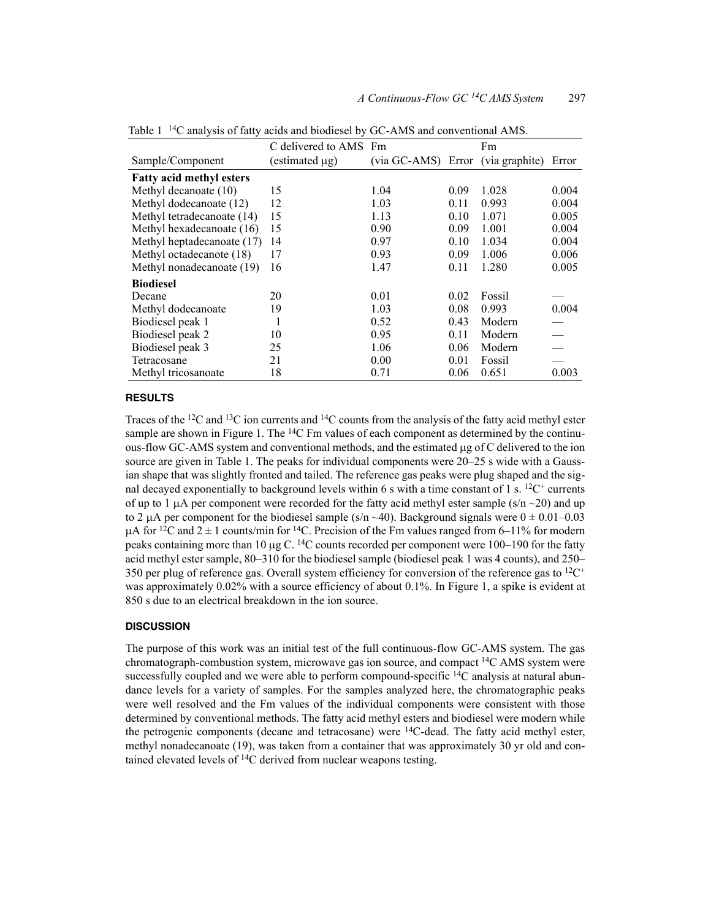Table 1 $^{14}C$ analysis of fatty acids and biodiesel by GC-AMS and conventional AMS.

| Sample/Component | C delivered to AMS (estimated μg) | Fm (via GC-AMS) | Error | Fm (via graphite) | Error |
|---|---|---|---|---|---|
| **Fatty acid methyl esters** | | | | | |
| Methyl decanoate (10) | 15 | 1.04 | 0.09 | 1.028 | 0.004 |
| Methyl dodecanoate (12) | 12 | 1.03 | 0.11 | 0.993 | 0.004 |
| Methyl tetradecanoate (14) | 15 | 1.13 | 0.10 | 1.071 | 0.005 |
| Methyl hexadecanoate (16) | 15 | 0.90 | 0.09 | 1.001 | 0.004 |
| Methyl heptadecanoate (17) | 14 | 0.97 | 0.10 | 1.034 | 0.004 |
| Methyl octadecanote (18) | 17 | 0.93 | 0.09 | 1.006 | 0.006 |
| Methyl nonadecanoate (19) | 16 | 1.47 | 0.11 | 1.280 | 0.005 |
| **Biodiesel** | | | | | |
| Decane | 20 | 0.01 | 0.02 | Fossil | — |
| Methyl dodecanoate | 19 | 1.03 | 0.08 | 0.993 | 0.004 |
| Biodiesel peak 1 | 1 | 0.52 | 0.43 | Modern | — |
| Biodiesel peak 2 | 10 | 0.95 | 0.11 | Modern | — |
| Biodiesel peak 3 | 25 | 1.06 | 0.06 | Modern | — |
| Tetracosane | 21 | 0.00 | 0.01 | Fossil | — |
| Methyl tricosanoate | 18 | 0.71 | 0.06 | 0.651 | 0.003 |

## RESULTS

Traces of the $^{12}C$ and $^{13}C$ ion currents and $^{14}C$ counts from the analysis of the fatty acid methyl ester sample are shown in Figure 1. The $^{14}C$ Fm values of each component as determined by the continuous-flow GC-AMS system and conventional methods, and the estimated μg of C delivered to the ion source are given in Table 1. The peaks for individual components were 20–25 s wide with a Gaussian shape that was slightly fronted and tailed. The reference gas peaks were plug shaped and the signal decayed exponentially to background levels within 6 s with a time constant of 1 s. $^{12}C^+$ currents of up to 1 μA per component were recorded for the fatty acid methyl ester sample (s/n ~20) and up to 2 μA per component for the biodiesel sample (s/n ~40). Background signals were $0 \pm 0.01$–0.03 μA for $^{12}C$ and $2 \pm 1$ counts/min for $^{14}C$. Precision of the Fm values ranged from 6–11% for modern peaks containing more than 10 μg C. $^{14}C$ counts recorded per component were 100–190 for the fatty acid methyl ester sample, 80–310 for the biodiesel sample (biodiesel peak 1 was 4 counts), and 250–350 per plug of reference gas. Overall system efficiency for conversion of the reference gas to $^{12}C^+$ was approximately 0.02% with a source efficiency of about 0.1%. In Figure 1, a spike is evident at 850 s due to an electrical breakdown in the ion source.

## DISCUSSION

The purpose of this work was an initial test of the full continuous-flow GC-AMS system. The gas chromatograph-combustion system, microwave gas ion source, and compact $^{14}C$ AMS system were successfully coupled and we were able to perform compound-specific $^{14}C$ analysis at natural abundance levels for a variety of samples. For the samples analyzed here, the chromatographic peaks were well resolved and the Fm values of the individual components were consistent with those determined by conventional methods. The fatty acid methyl esters and biodiesel were modern while the petrogenic components (decane and tetracosane) were $^{14}C$-dead. The fatty acid methyl ester, methyl nonadecanoate (19), was taken from a container that was approximately 30 yr old and contained elevated levels of $^{14}C$ derived from nuclear weapons testing.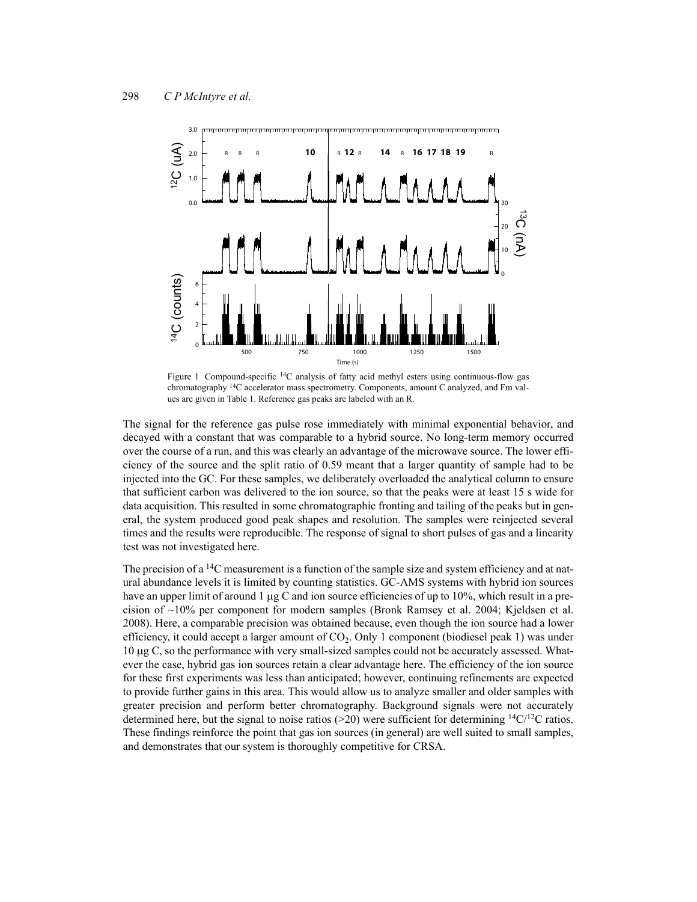Figure 1 Compound-specific $^{14}C$ analysis of fatty acid methyl esters using continuous-flow gas chromatography $^{14}C$ accelerator mass spectrometry. Components, amount C analyzed, and Fm values are given in Table 1. Reference gas peaks are labeled with an R.

The signal for the reference gas pulse rose immediately with minimal exponential behavior, and decayed with a constant that was comparable to a hybrid source. No long-term memory occurred over the course of a run, and this was clearly an advantage of the microwave source. The lower efficiency of the source and the split ratio of 0.59 meant that a larger quantity of sample had to be injected into the GC. For these samples, we deliberately overloaded the analytical column to ensure that sufficient carbon was delivered to the ion source, so that the peaks were at least 15 s wide for data acquisition. This resulted in some chromatographic fronting and tailing of the peaks but in general, the system produced good peak shapes and resolution. The samples were reinjected several times and the results were reproducible. The response of signal to short pulses of gas and a linearity test was not investigated here.

The precision of a $^{14}C$ measurement is a function of the sample size and system efficiency and at natural abundance levels it is limited by counting statistics. GC-AMS systems with hybrid ion sources have an upper limit of around 1 μg C and ion source efficiencies of up to 10%, which result in a precision of ~10% per component for modern samples (Bronk Ramsey et al. 2004; Kjeldsen et al. 2008). Here, a comparable precision was obtained because, even though the ion source had a lower efficiency, it could accept a larger amount of $CO_2$. Only 1 component (biodiesel peak 1) was under 10 μg C, so the performance with very small-sized samples could not be accurately assessed. Whatever the case, hybrid gas ion sources retain a clear advantage here. The efficiency of the ion source for these first experiments was less than anticipated; however, continuing refinements are expected to provide further gains in this area. This would allow us to analyze smaller and older samples with greater precision and perform better chromatography. Background signals were not accurately determined here, but the signal to noise ratios (>20) were sufficient for determining $^{14}C/^{12}C$ ratios. These findings reinforce the point that gas ion sources (in general) are well suited to small samples, and demonstrates that our system is thoroughly competitive for CRSA.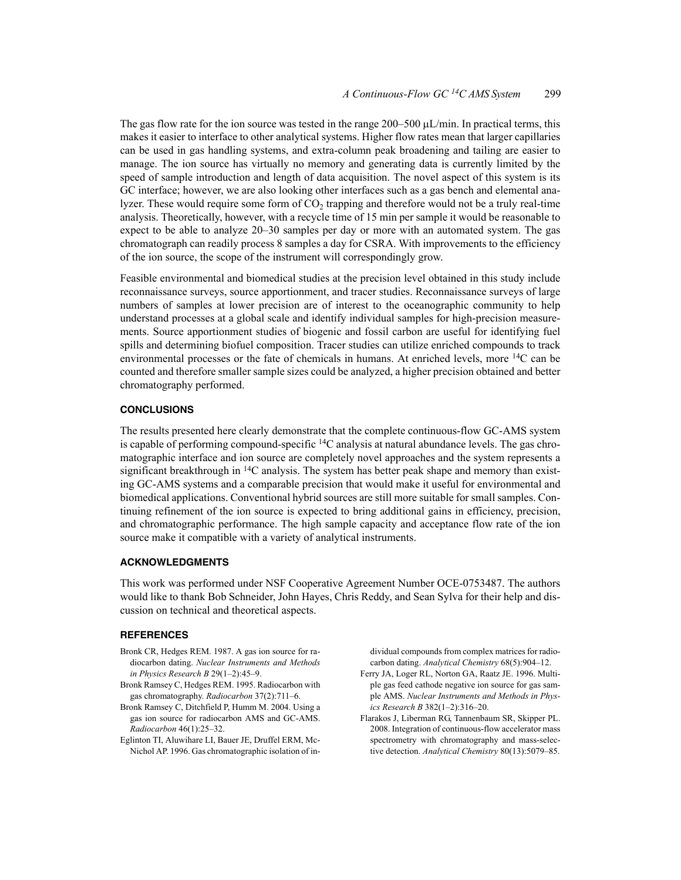The gas flow rate for the ion source was tested in the range 200–500 μL/min. In practical terms, this makes it easier to interface to other analytical systems. Higher flow rates mean that larger capillaries can be used in gas handling systems, and extra-column peak broadening and tailing are easier to manage. The ion source has virtually no memory and generating data is currently limited by the speed of sample introduction and length of data acquisition. The novel aspect of this system is its GC interface; however, we are also looking other interfaces such as a gas bench and elemental analyzer. These would require some form of $CO_2$ trapping and therefore would not be a truly real-time analysis. Theoretically, however, with a recycle time of 15 min per sample it would be reasonable to expect to be able to analyze 20–30 samples per day or more with an automated system. The gas chromatograph can readily process 8 samples a day for CSRA. With improvements to the efficiency of the ion source, the scope of the instrument will correspondingly grow.

Feasible environmental and biomedical studies at the precision level obtained in this study include reconnaissance surveys, source apportionment, and tracer studies. Reconnaissance surveys of large numbers of samples at lower precision are of interest to the oceanographic community to help understand processes at a global scale and identify individual samples for high-precision measurements. Source apportionment studies of biogenic and fossil carbon are useful for identifying fuel spills and determining biofuel composition. Tracer studies can utilize enriched compounds to track environmental processes or the fate of chemicals in humans. At enriched levels, more $^{14}C$ can be counted and therefore smaller sample sizes could be analyzed, a higher precision obtained and better chromatography performed.

## CONCLUSIONS

The results presented here clearly demonstrate that the complete continuous-flow GC-AMS system is capable of performing compound-specific $^{14}C$ analysis at natural abundance levels. The gas chromatographic interface and ion source are completely novel approaches and the system represents a significant breakthrough in $^{14}C$ analysis. The system has better peak shape and memory than existing GC-AMS systems and a comparable precision that would make it useful for environmental and biomedical applications. Conventional hybrid sources are still more suitable for small samples. Continuing refinement of the ion source is expected to bring additional gains in efficiency, precision, and chromatographic performance. The high sample capacity and acceptance flow rate of the ion source make it compatible with a variety of analytical instruments.

## ACKNOWLEDGMENTS

This work was performed under NSF Cooperative Agreement Number OCE-0753487. The authors would like to thank Bob Schneider, John Hayes, Chris Reddy, and Sean Sylva for their help and discussion on technical and theoretical aspects.

## REFERENCES

Bronk CR, Hedges REM. 1987. A gas ion source for radiocarbon dating. *Nuclear Instruments and Methods in Physics Research B* 29(1–2):45–9.

Bronk Ramsey C, Hedges REM. 1995. Radiocarbon with gas chromatography. *Radiocarbon* 37(2):711–6.

Bronk Ramsey C, Ditchfield P, Humm M. 2004. Using a gas ion source for radiocarbon AMS and GC-AMS. *Radiocarbon* 46(1):25–32.

Eglinton TI, Aluwihare LI, Bauer JE, Druffel ERM, McNichol AP. 1996. Gas chromatographic isolation of individual compounds from complex matrices for radiocarbon dating. *Analytical Chemistry* 68(5):904–12.

Ferry JA, Loger RL, Norton GA, Raatz JE. 1996. Multiple gas feed cathode negative ion source for gas sample AMS. *Nuclear Instruments and Methods in Physics Research B* 382(1–2):316–20.

Flarakos J, Liberman RG, Tannenbaum SR, Skipper PL. 2008. Integration of continuous-flow accelerator mass spectrometry with chromatography and mass-selective detection. *Analytical Chemistry* 80(13):5079–85.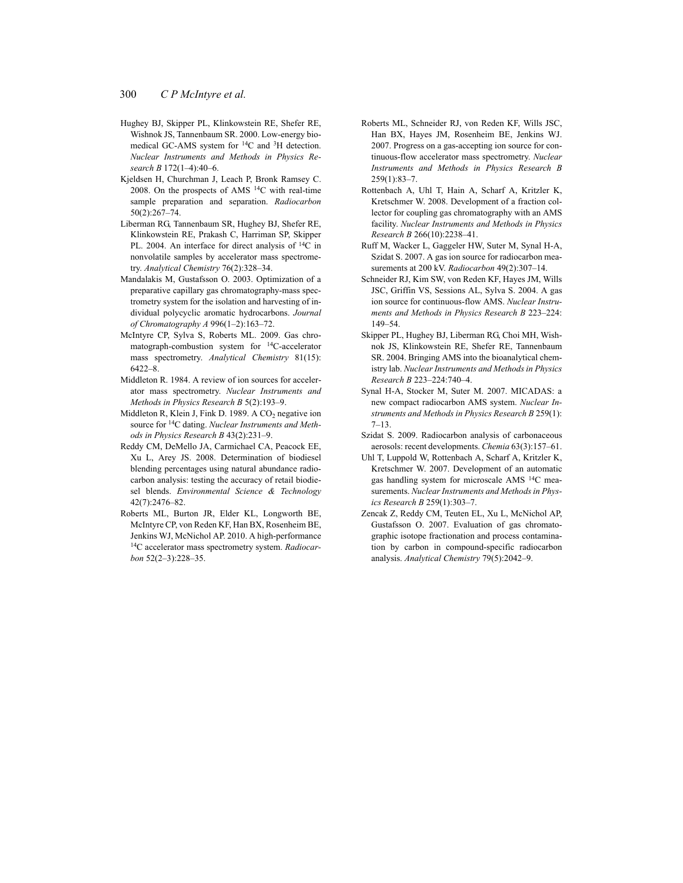Hughey BJ, Skipper PL, Klinkowstein RE, Shefer RE, Wishnok JS, Tannenbaum SR. 2000. Low-energy biomedical GC-AMS system for $^{14}C$ and $^{3}H$ detection. *Nuclear Instruments and Methods in Physics Research B* 172(1–4):40–6.

Kjeldsen H, Churchman J, Leach P, Bronk Ramsey C. 2008. On the prospects of AMS $^{14}C$ with real-time sample preparation and separation. *Radiocarbon* 50(2):267–74.

Liberman RG, Tannenbaum SR, Hughey BJ, Shefer RE, Klinkowstein RE, Prakash C, Harriman SP, Skipper PL. 2004. An interface for direct analysis of $^{14}C$ in nonvolatile samples by accelerator mass spectrometry. *Analytical Chemistry* 76(2):328–34.

Mandalakis M, Gustafsson O. 2003. Optimization of a preparative capillary gas chromatography-mass spectrometry system for the isolation and harvesting of individual polycyclic aromatic hydrocarbons. *Journal of Chromatography A* 996(1–2):163–72.

McIntyre CP, Sylva S, Roberts ML. 2009. Gas chromatograph-combustion system for $^{14}C$-accelerator mass spectrometry. *Analytical Chemistry* 81(15): 6422–8.

Middleton R. 1984. A review of ion sources for accelerator mass spectrometry. *Nuclear Instruments and Methods in Physics Research B* 5(2):193–9.

Middleton R, Klein J, Fink D. 1989. A $CO_2$ negative ion source for $^{14}C$ dating. *Nuclear Instruments and Methods in Physics Research B* 43(2):231–9.

Reddy CM, DeMello JA, Carmichael CA, Peacock EE, Xu L, Arey JS. 2008. Determination of biodiesel blending percentages using natural abundance radiocarbon analysis: testing the accuracy of retail biodiesel blends. *Environmental Science & Technology* 42(7):2476–82.

Roberts ML, Burton JR, Elder KL, Longworth BE, McIntyre CP, von Reden KF, Han BX, Rosenheim BE, Jenkins WJ, McNichol AP. 2010. A high-performance $^{14}C$ accelerator mass spectrometry system. *Radiocarbon* 52(2–3):228–35.

Roberts ML, Schneider RJ, von Reden KF, Wills JSC, Han BX, Hayes JM, Rosenheim BE, Jenkins WJ. 2007. Progress on a gas-accepting ion source for continuous-flow accelerator mass spectrometry. *Nuclear Instruments and Methods in Physics Research B* 259(1):83–7.

Rottenbach A, Uhl T, Hain A, Scharf A, Kritzler K, Kretschmer W. 2008. Development of a fraction collector for coupling gas chromatography with an AMS facility. *Nuclear Instruments and Methods in Physics Research B* 266(10):2238–41.

Ruff M, Wacker L, Gaggeler HW, Suter M, Synal H-A, Szidat S. 2007. A gas ion source for radiocarbon measurements at 200 kV. *Radiocarbon* 49(2):307–14.

Schneider RJ, Kim SW, von Reden KF, Hayes JM, Wills JSC, Griffin VS, Sessions AL, Sylva S. 2004. A gas ion source for continuous-flow AMS. *Nuclear Instruments and Methods in Physics Research B* 223–224: 149–54.

Skipper PL, Hughey BJ, Liberman RG, Choi MH, Wishnok JS, Klinkowstein RE, Shefer RE, Tannenbaum SR. 2004. Bringing AMS into the bioanalytical chemistry lab. *Nuclear Instruments and Methods in Physics Research B* 223–224:740–4.

Synal H-A, Stocker M, Suter M. 2007. MICADAS: a new compact radiocarbon AMS system. *Nuclear Instruments and Methods in Physics Research B* 259(1): 7–13.

Szidat S. 2009. Radiocarbon analysis of carbonaceous aerosols: recent developments. *Chemia* 63(3):157–61.

Uhl T, Luppold W, Rottenbach A, Scharf A, Kritzler K, Kretschmer W. 2007. Development of an automatic gas handling system for microscale AMS $^{14}C$ measurements. *Nuclear Instruments and Methods in Physics Research B* 259(1):303–7.

Zencak Z, Reddy CM, Teuten EL, Xu L, McNichol AP, Gustafsson O. 2007. Evaluation of gas chromatographic isotope fractionation and process contamination by carbon in compound-specific radiocarbon analysis. *Analytical Chemistry* 79(5):2042–9.